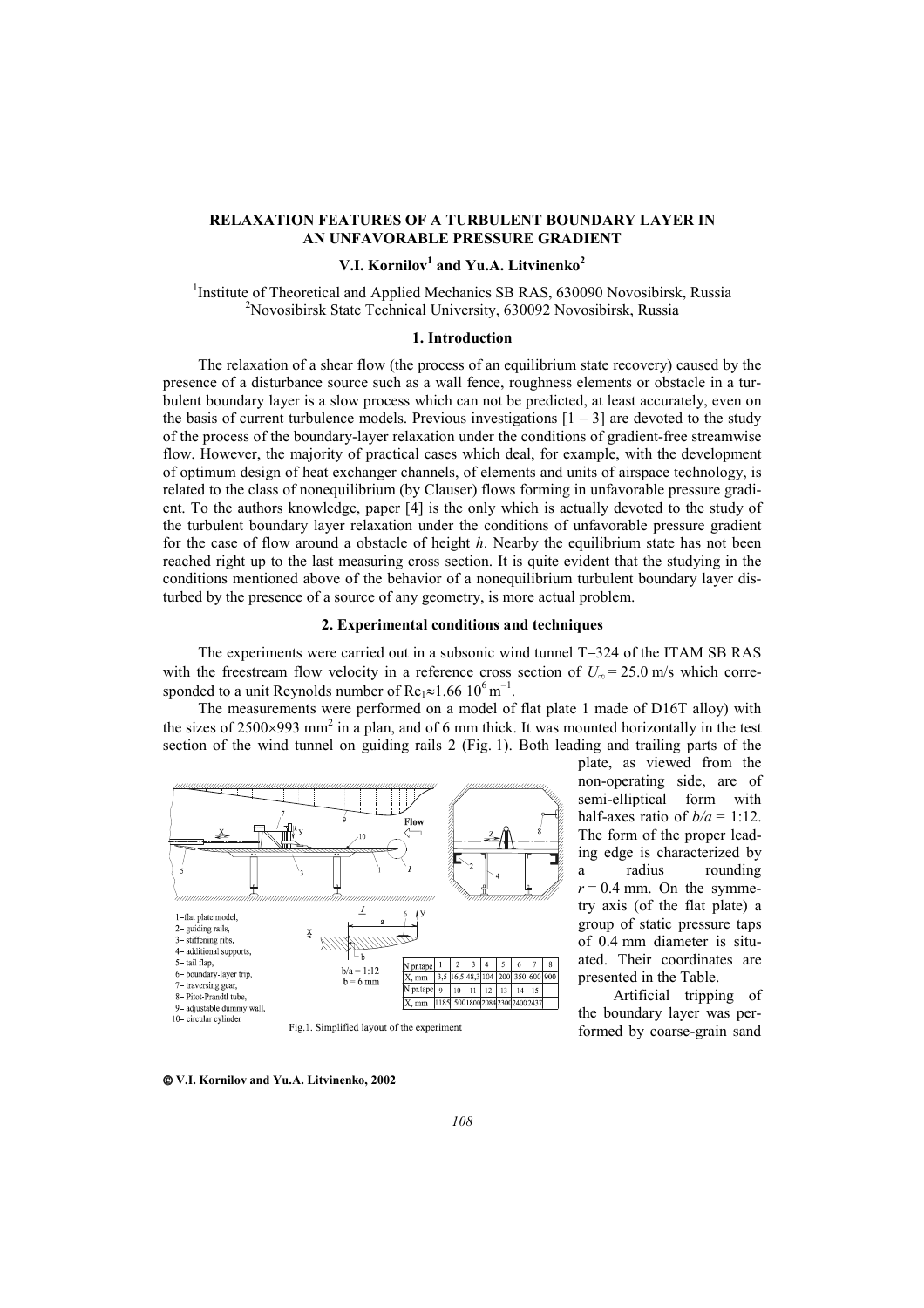# RELAXATION FEATURES OF A TURBULENT BOUNDARY LAYER IN AN UNFAVORABLE PRESSURE GRADIENT

**V.I. Kornilov[1] and Yu.A. Litvinenko[2]**

[1]Institute of Theoretical and Applied Mechanics SB RAS, 630090 Novosibirsk, Russia
[2]Novosibirsk State Technical University, 630092 Novosibirsk, Russia

## 1. Introduction

The relaxation of a shear flow (the process of an equilibrium state recovery) caused by the presence of a disturbance source such as a wall fence, roughness elements or obstacle in a turbulent boundary layer is a slow process which can not be predicted, at least accurately, even on the basis of current turbulence models. Previous investigations [1 – 3] are devoted to the study of the process of the boundary-layer relaxation under the conditions of gradient-free streamwise flow. However, the majority of practical cases which deal, for example, with the development of optimum design of heat exchanger channels, of elements and units of airspace technology, is related to the class of nonequilibrium (by Clauser) flows forming in unfavorable pressure gradient. To the authors knowledge, paper [4] is the only which is actually devoted to the study of the turbulent boundary layer relaxation under the conditions of unfavorable pressure gradient for the case of flow around a obstacle of height *h*. Nearby the equilibrium state has not been reached right up to the last measuring cross section. It is quite evident that the studying in the conditions mentioned above of the behavior of a nonequilibrium turbulent boundary layer disturbed by the presence of a source of any geometry, is more actual problem.

## 2. Experimental conditions and techniques

The experiments were carried out in a subsonic wind tunnel T–324 of the ITAM SB RAS with the freestream flow velocity in a reference cross section of $U_\infty = 25.0$ m/s which corresponded to a unit Reynolds number of $\mathrm{Re}_1 \approx 1.66\ 10^6\ \mathrm{m}^{-1}$.

The measurements were performed on a model of flat plate 1 made of D16T alloy) with the sizes of $2500 \times 993$ mm$^2$ in a plan, and of 6 mm thick. It was mounted horizontally in the test section of the wind tunnel on guiding rails 2 (Fig. 1). Both leading and trailing parts of the plate, as viewed from the non-operating side, are of semi-elliptical form with half-axes ratio of $b/a = 1{:}12$. The form of the proper leading edge is characterized by a radius rounding $r = 0.4$ mm. On the symmetry axis (of the flat plate) a group of static pressure taps of 0.4 mm diameter is situated. Their coordinates are presented in the Table.

1– flat plate model,
2– guiding rails,
3– stiffening ribs,
4– additional supports,
5– tail flap,
6– boundary-layer trip,
7– traversing gear,
8– Pitot-Prandtl tube,
9– adjustable dummy wall,
10– circular cylinder

$b/a = 1{:}12$
$b = 6$ mm

| N pr.tape | 1 | 2 | 3 | 4 | 5 | 6 | 7 | 8 |
|---|---|---|---|---|---|---|---|---|
| X, mm | 3,5 | 16,5 | 48,3 | 104 | 200 | 350 | 600 | 900 |
| N pr.tape | 9 | 10 | 11 | 12 | 13 | 14 | 15 | |
| X, mm | 1185 | 1500 | 1800 | 2084 | 2300 | 2400 | 2437 | |

Fig.1. Simplified layout of the experiment

Artificial tripping of the boundary layer was performed by coarse-grain sand

© V.I. Kornilov and Yu.A. Litvinenko, 2002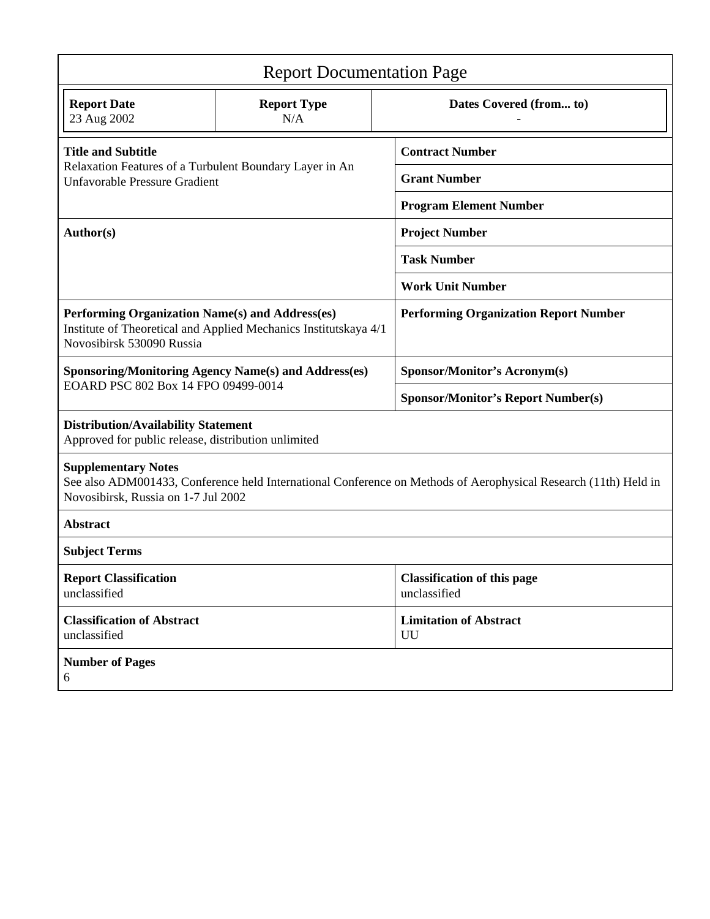# Report Documentation Page

| **Report Date**<br>23 Aug 2002 | **Report Type**<br>N/A | **Dates Covered (from... to)**<br>- |
|---|---|---|

| | |
|---|---|
| **Title and Subtitle**<br>Relaxation Features of a Turbulent Boundary Layer in An Unfavorable Pressure Gradient | **Contract Number** |
| | **Grant Number** |
| | **Program Element Number** |
| **Author(s)** | **Project Number** |
| | **Task Number** |
| | **Work Unit Number** |
| **Performing Organization Name(s) and Address(es)**<br>Institute of Theoretical and Applied Mechanics Institutskaya 4/1 Novosibirsk 530090 Russia | **Performing Organization Report Number** |
| **Sponsoring/Monitoring Agency Name(s) and Address(es)**<br>EOARD PSC 802 Box 14 FPO 09499-0014 | **Sponsor/Monitor's Acronym(s)** |
| | **Sponsor/Monitor's Report Number(s)** |

**Distribution/Availability Statement**
Approved for public release, distribution unlimited

**Supplementary Notes**
See also ADM001433, Conference held International Conference on Methods of Aerophysical Research (11th) Held in Novosibirsk, Russia on 1-7 Jul 2002

**Abstract**

**Subject Terms**

| | |
|---|---|
| **Report Classification**<br>unclassified | **Classification of this page**<br>unclassified |
| **Classification of Abstract**<br>unclassified | **Limitation of Abstract**<br>UU |

**Number of Pages**
6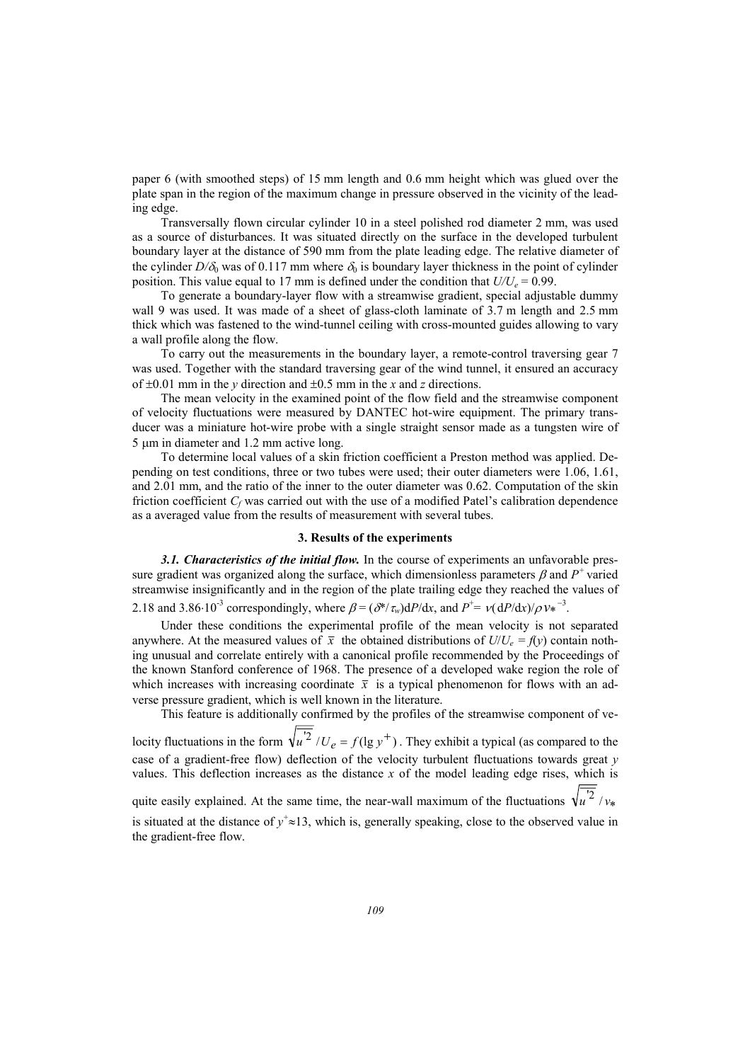paper 6 (with smoothed steps) of 15 mm length and 0.6 mm height which was glued over the plate span in the region of the maximum change in pressure observed in the vicinity of the leading edge.

Transversally flown circular cylinder 10 in a steel polished rod diameter 2 mm, was used as a source of disturbances. It was situated directly on the surface in the developed turbulent boundary layer at the distance of 590 mm from the plate leading edge. The relative diameter of the cylinder $D/\delta_0$ was of 0.117 mm where $\delta_0$ is boundary layer thickness in the point of cylinder position. This value equal to 17 mm is defined under the condition that $U/U_e = 0.99$.

To generate a boundary-layer flow with a streamwise gradient, special adjustable dummy wall 9 was used. It was made of a sheet of glass-cloth laminate of 3.7 m length and 2.5 mm thick which was fastened to the wind-tunnel ceiling with cross-mounted guides allowing to vary a wall profile along the flow.

To carry out the measurements in the boundary layer, a remote-control traversing gear 7 was used. Together with the standard traversing gear of the wind tunnel, it ensured an accuracy of ±0.01 mm in the $y$ direction and ±0.5 mm in the $x$ and $z$ directions.

The mean velocity in the examined point of the flow field and the streamwise component of velocity fluctuations were measured by DANTEC hot-wire equipment. The primary transducer was a miniature hot-wire probe with a single straight sensor made as a tungsten wire of 5 μm in diameter and 1.2 mm active long.

To determine local values of a skin friction coefficient a Preston method was applied. Depending on test conditions, three or two tubes were used; their outer diameters were 1.06, 1.61, and 2.01 mm, and the ratio of the inner to the outer diameter was 0.62. Computation of the skin friction coefficient $C_f$ was carried out with the use of a modified Patel's calibration dependence as a averaged value from the results of measurement with several tubes.

## 3. Results of the experiments

***3.1. Characteristics of the initial flow.*** In the course of experiments an unfavorable pressure gradient was organized along the surface, which dimensionless parameters $\beta$ and $P^+$ varied streamwise insignificantly and in the region of the plate trailing edge they reached the values of 2.18 and $3.86\cdot 10^{-3}$ correspondingly, where $\beta = (\delta^*/\tau_w)\mathrm{d}P/\mathrm{d}x$, and $P^+ = \nu(\mathrm{d}P/\mathrm{d}x)/\rho v_*^{-3}$.

Under these conditions the experimental profile of the mean velocity is not separated anywhere. At the measured values of $\bar{x}$ the obtained distributions of $U/U_e = f(y)$ contain nothing unusual and correlate entirely with a canonical profile recommended by the Proceedings of the known Stanford conference of 1968. The presence of a developed wake region the role of which increases with increasing coordinate $\bar{x}$ is a typical phenomenon for flows with an adverse pressure gradient, which is well known in the literature.

This feature is additionally confirmed by the profiles of the streamwise component of velocity fluctuations in the form $\sqrt{\overline{u'^2}}/U_e = f(\lg y^+)$. They exhibit a typical (as compared to the case of a gradient-free flow) deflection of the velocity turbulent fluctuations towards great $y$ values. This deflection increases as the distance $x$ of the model leading edge rises, which is quite easily explained. At the same time, the near-wall maximum of the fluctuations $\sqrt{\overline{u'^2}}/v_*$ is situated at the distance of $y^+\approx 13$, which is, generally speaking, close to the observed value in the gradient-free flow.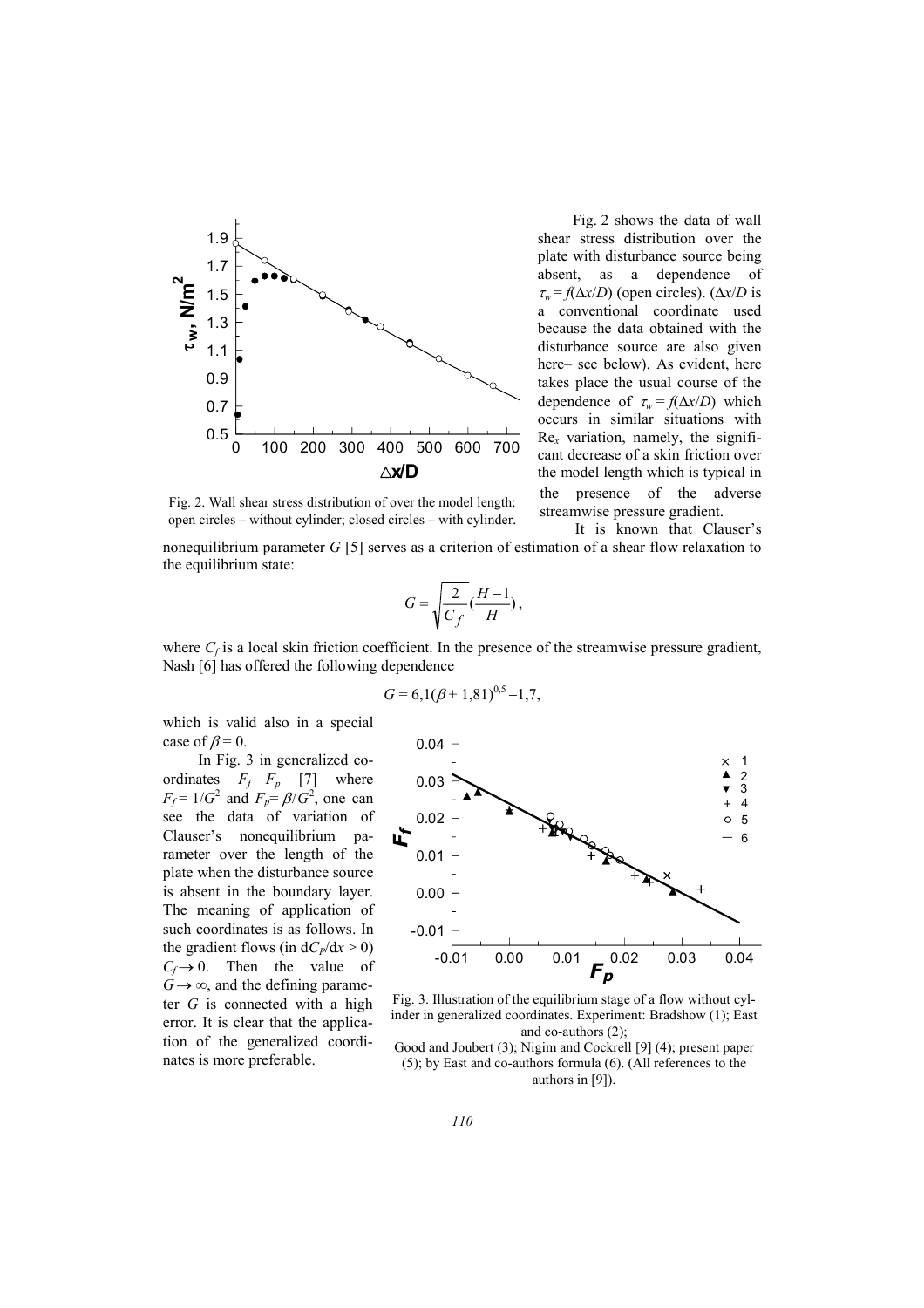Fig. 2. Wall shear stress distribution of over the model length: open circles – without cylinder; closed circles – with cylinder.

Fig. 2 shows the data of wall shear stress distribution over the plate with disturbance source being absent, as a dependence of $\tau_w = f(\Delta x/D)$ (open circles). ($\Delta x/D$ is a conventional coordinate used because the data obtained with the disturbance source are also given here– see below). As evident, here takes place the usual course of the dependence of $\tau_w = f(\Delta x/D)$ which occurs in similar situations with $\mathrm{Re}_x$ variation, namely, the significant decrease of a skin friction over the model length which is typical in the presence of the adverse streamwise pressure gradient.

It is known that Clauser's nonequilibrium parameter $G$ [5] serves as a criterion of estimation of a shear flow relaxation to the equilibrium state:

$$G = \sqrt{\frac{2}{C_f}}\left(\frac{H-1}{H}\right),$$

where $C_f$ is a local skin friction coefficient. In the presence of the streamwise pressure gradient, Nash [6] has offered the following dependence

$$G = 6{,}1(\beta + 1{,}81)^{0{,}5} - 1{,}7,$$

which is valid also in a special case of $\beta = 0$.

In Fig. 3 in generalized coordinates $F_f - F_p$ [7] where $F_f = 1/G^2$ and $F_p = \beta/G^2$, one can see the data of variation of Clauser's nonequilibrium parameter over the length of the plate when the disturbance source is absent in the boundary layer. The meaning of application of such coordinates is as follows. In the gradient flows (in $\mathrm{d}C_p/\mathrm{d}x > 0$) $C_f \to 0$. Then the value of $G \to \infty$, and the defining parameter $G$ is connected with a high error. It is clear that the application of the generalized coordinates is more preferable.

Fig. 3. Illustration of the equilibrium stage of a flow without cylinder in generalized coordinates. Experiment: Bradshow (1); East and co-authors (2); Good and Joubert (3); Nigim and Cockrell [9] (4); present paper (5); by East and co-authors formula (6). (All references to the authors in [9]).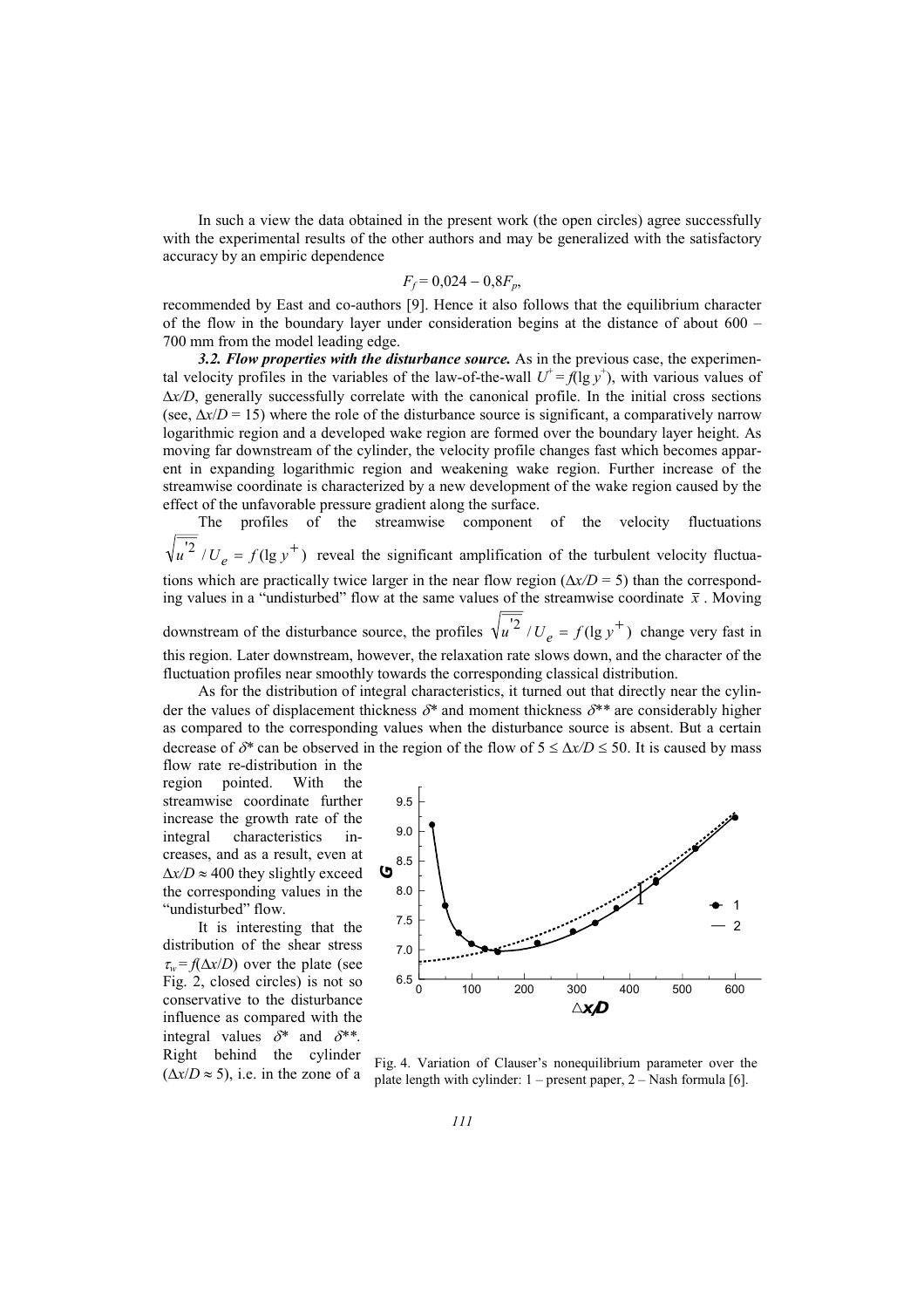In such a view the data obtained in the present work (the open circles) agree successfully with the experimental results of the other authors and may be generalized with the satisfactory accuracy by an empiric dependence

$$F_f = 0{,}024 - 0{,}8F_p,$$

recommended by East and co-authors [9]. Hence it also follows that the equilibrium character of the flow in the boundary layer under consideration begins at the distance of about 600 – 700 mm from the model leading edge.

***3.2. Flow properties with the disturbance source.*** As in the previous case, the experimental velocity profiles in the variables of the law-of-the-wall $U^+ = f(\lg y^+)$, with various values of $\Delta x/D$, generally successfully correlate with the canonical profile. In the initial cross sections (see, $\Delta x/D = 15$) where the role of the disturbance source is significant, a comparatively narrow logarithmic region and a developed wake region are formed over the boundary layer height. As moving far downstream of the cylinder, the velocity profile changes fast which becomes apparent in expanding logarithmic region and weakening wake region. Further increase of the streamwise coordinate is characterized by a new development of the wake region caused by the effect of the unfavorable pressure gradient along the surface.

The profiles of the streamwise component of the velocity fluctuations $\sqrt{\overline{u'^2}}/U_e = f(\lg y^+)$ reveal the significant amplification of the turbulent velocity fluctuations which are practically twice larger in the near flow region ($\Delta x/D = 5$) than the corresponding values in a "undisturbed" flow at the same values of the streamwise coordinate $\bar{x}$. Moving downstream of the disturbance source, the profiles $\sqrt{\overline{u'^2}}/U_e = f(\lg y^+)$ change very fast in this region. Later downstream, however, the relaxation rate slows down, and the character of the fluctuation profiles near smoothly towards the corresponding classical distribution.

As for the distribution of integral characteristics, it turned out that directly near the cylinder the values of displacement thickness $\delta^*$ and moment thickness $\delta^{**}$ are considerably higher as compared to the corresponding values when the disturbance source is absent. But a certain decrease of $\delta^*$ can be observed in the region of the flow of $5 \le \Delta x/D \le 50$. It is caused by mass flow rate re-distribution in the region pointed. With the streamwise coordinate further increase the growth rate of the integral characteristics increases, and as a result, even at $\Delta x/D \approx 400$ they slightly exceed the corresponding values in the "undisturbed" flow.

It is interesting that the distribution of the shear stress $\tau_w = f(\Delta x/D)$ over the plate (see Fig. 2, closed circles) is not so conservative to the disturbance influence as compared with the integral values $\delta^*$ and $\delta^{**}$. Right behind the cylinder ($\Delta x/D \approx 5$), i.e. in the zone of a

Fig. 4. Variation of Clauser's nonequilibrium parameter over the plate length with cylinder: 1 – present paper, 2 – Nash formula [6].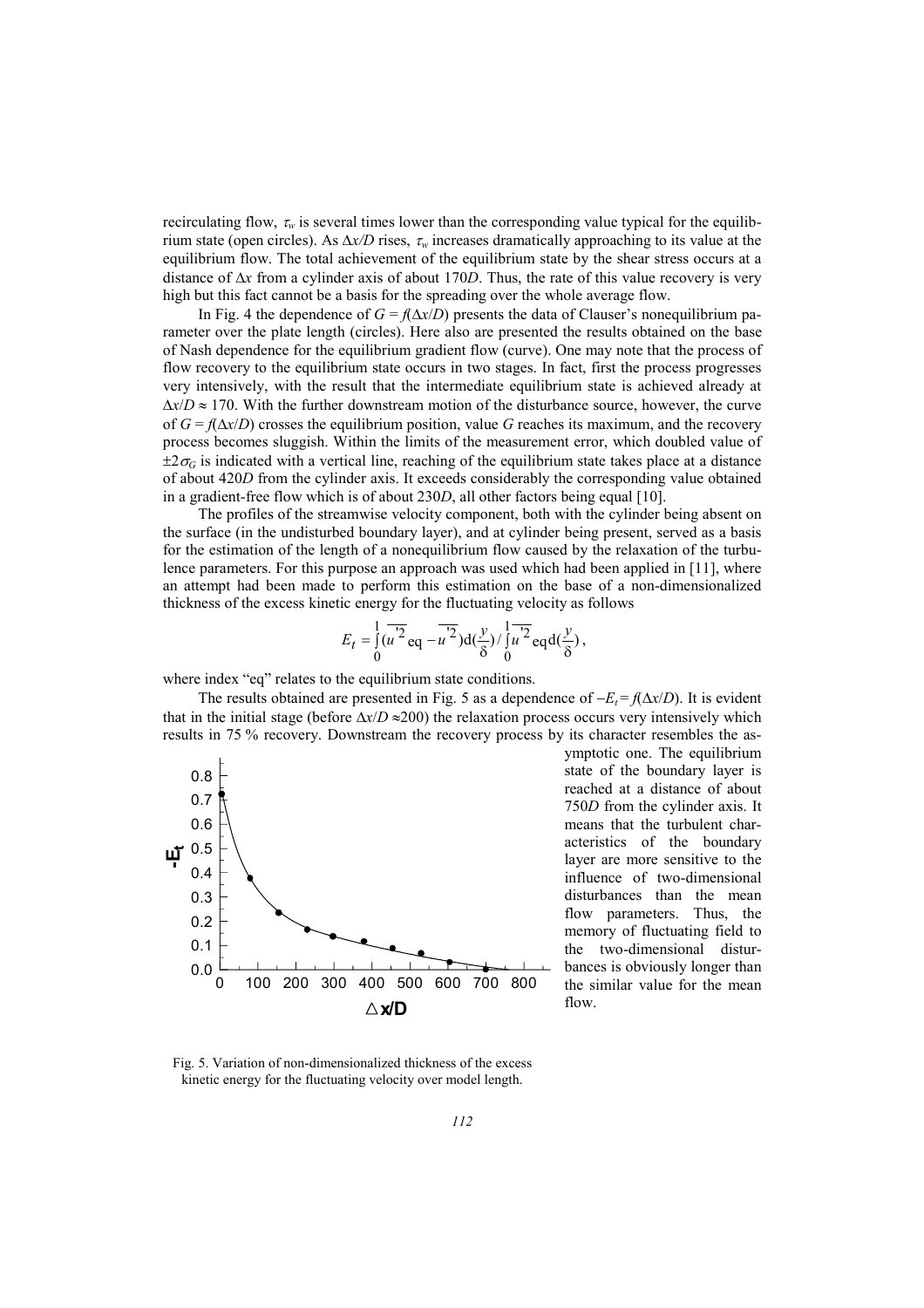recirculating flow, $\tau_w$ is several times lower than the corresponding value typical for the equilibrium state (open circles). As $\Delta x/D$ rises, $\tau_w$ increases dramatically approaching to its value at the equilibrium flow. The total achievement of the equilibrium state by the shear stress occurs at a distance of $\Delta x$ from a cylinder axis of about 170$D$. Thus, the rate of this value recovery is very high but this fact cannot be a basis for the spreading over the whole average flow.

In Fig. 4 the dependence of $G = f(\Delta x/D)$ presents the data of Clauser's nonequilibrium parameter over the plate length (circles). Here also are presented the results obtained on the base of Nash dependence for the equilibrium gradient flow (curve). One may note that the process of flow recovery to the equilibrium state occurs in two stages. In fact, first the process progresses very intensively, with the result that the intermediate equilibrium state is achieved already at $\Delta x/D \approx 170$. With the further downstream motion of the disturbance source, however, the curve of $G = f(\Delta x/D)$ crosses the equilibrium position, value $G$ reaches its maximum, and the recovery process becomes sluggish. Within the limits of the measurement error, which doubled value of $\pm 2\sigma_G$ is indicated with a vertical line, reaching of the equilibrium state takes place at a distance of about 420$D$ from the cylinder axis. It exceeds considerably the corresponding value obtained in a gradient-free flow which is of about 230$D$, all other factors being equal [10].

The profiles of the streamwise velocity component, both with the cylinder being absent on the surface (in the undisturbed boundary layer), and at cylinder being present, served as a basis for the estimation of the length of a nonequilibrium flow caused by the relaxation of the turbulence parameters. For this purpose an approach was used which had been applied in [11], where an attempt had been made to perform this estimation on the base of a non-dimensionalized thickness of the excess kinetic energy for the fluctuating velocity as follows

$$E_t = \int_0^1 (\overline{u'^2}_{\text{eq}} - \overline{u'^2}) \mathrm{d}\left(\frac{y}{\delta}\right) / \int_0^1 \overline{u'^2}_{\text{eq}} \mathrm{d}\left(\frac{y}{\delta}\right),$$

where index "eq" relates to the equilibrium state conditions.

The results obtained are presented in Fig. 5 as a dependence of $-E_t = f(\Delta x/D)$. It is evident that in the initial stage (before $\Delta x/D \approx 200$) the relaxation process occurs very intensively which results in 75 % recovery. Downstream the recovery process by its character resembles the asymptotic one. The equilibrium state of the boundary layer is reached at a distance of about 750$D$ from the cylinder axis. It means that the turbulent characteristics of the boundary layer are more sensitive to the influence of two-dimensional disturbances than the mean flow parameters. Thus, the memory of fluctuating field to the two-dimensional disturbances is obviously longer than the similar value for the mean flow.

Fig. 5. Variation of non-dimensionalized thickness of the excess kinetic energy for the fluctuating velocity over model length.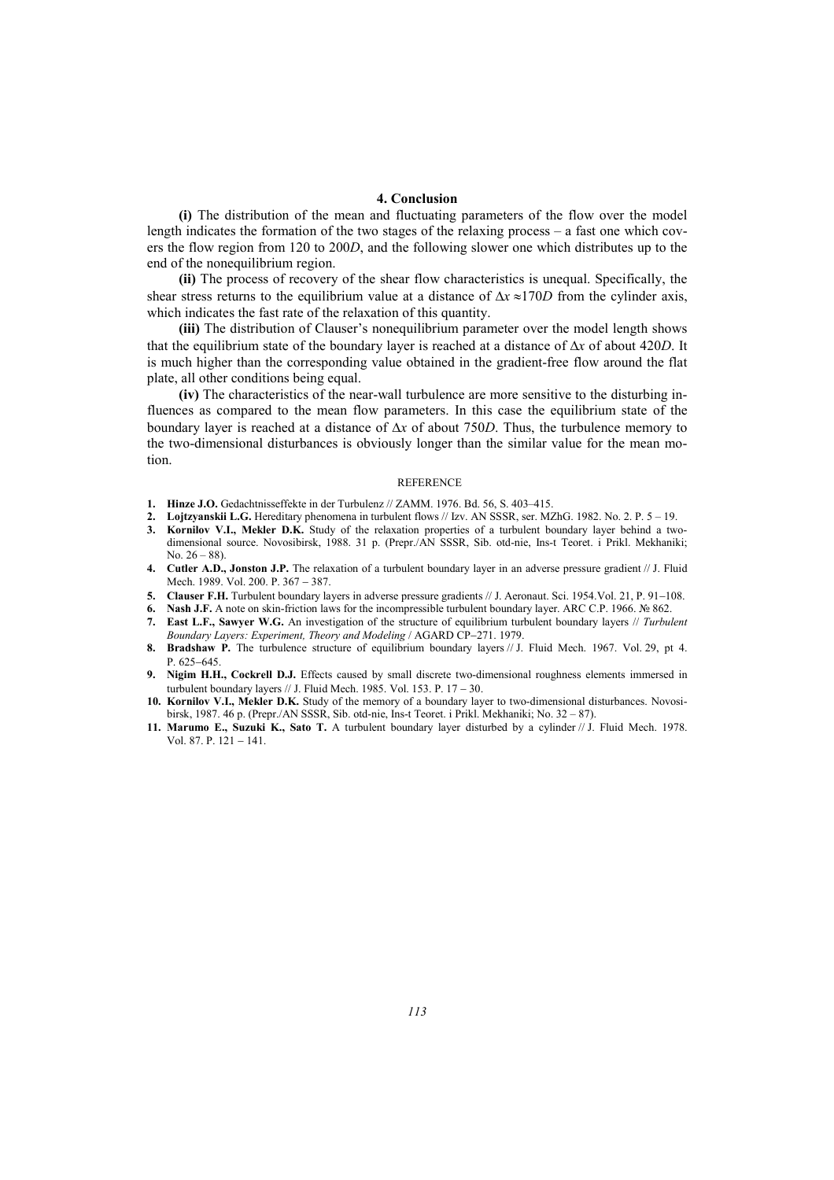## 4. Conclusion

**(i)** The distribution of the mean and fluctuating parameters of the flow over the model length indicates the formation of the two stages of the relaxing process – a fast one which covers the flow region from 120 to 200$D$, and the following slower one which distributes up to the end of the nonequilibrium region.

**(ii)** The process of recovery of the shear flow characteristics is unequal. Specifically, the shear stress returns to the equilibrium value at a distance of $\Delta x \approx 170D$ from the cylinder axis, which indicates the fast rate of the relaxation of this quantity.

**(iii)** The distribution of Clauser's nonequilibrium parameter over the model length shows that the equilibrium state of the boundary layer is reached at a distance of $\Delta x$ of about 420$D$. It is much higher than the corresponding value obtained in the gradient-free flow around the flat plate, all other conditions being equal.

**(iv)** The characteristics of the near-wall turbulence are more sensitive to the disturbing influences as compared to the mean flow parameters. In this case the equilibrium state of the boundary layer is reached at a distance of $\Delta x$ of about 750$D$. Thus, the turbulence memory to the two-dimensional disturbances is obviously longer than the similar value for the mean motion.

### REFERENCE

1. **Hinze J.O.** Gedachtnisseffekte in der Turbulenz // ZAMM. 1976. Bd. 56, S. 403–415.
2. **Lojtzyanskii L.G.** Hereditary phenomena in turbulent flows // Izv. AN SSSR, ser. MZhG. 1982. No. 2. P. 5 – 19.
3. **Kornilov V.I., Mekler D.K.** Study of the relaxation properties of a turbulent boundary layer behind a two-dimensional source. Novosibirsk, 1988. 31 p. (Prepr./AN SSSR, Sib. otd-nie, Ins-t Teoret. i Prikl. Mekhaniki; No. 26 – 88).
4. **Cutler A.D., Jonston J.P.** The relaxation of a turbulent boundary layer in an adverse pressure gradient // J. Fluid Mech. 1989. Vol. 200. P. 367 – 387.
5. **Clauser F.H.** Turbulent boundary layers in adverse pressure gradients // J. Aeronaut. Sci. 1954.Vol. 21, P. 91–108.
6. **Nash J.F.** A note on skin-friction laws for the incompressible turbulent boundary layer. ARC C.P. 1966. № 862.
7. **East L.F., Sawyer W.G.** An investigation of the structure of equilibrium turbulent boundary layers // *Turbulent Boundary Layers: Experiment, Theory and Modeling* / AGARD CP–271. 1979.
8. **Bradshaw P.** The turbulence structure of equilibrium boundary layers // J. Fluid Mech. 1967. Vol. 29, pt 4. P. 625–645.
9. **Nigim H.H., Cockrell D.J.** Effects caused by small discrete two-dimensional roughness elements immersed in turbulent boundary layers // J. Fluid Mech. 1985. Vol. 153. P. 17 – 30.
10. **Kornilov V.I., Mekler D.K.** Study of the memory of a boundary layer to two-dimensional disturbances. Novosibirsk, 1987. 46 p. (Prepr./AN SSSR, Sib. otd-nie, Ins-t Teoret. i Prikl. Mekhaniki; No. 32 – 87).
11. **Marumo E., Suzuki K., Sato T.** A turbulent boundary layer disturbed by a cylinder // J. Fluid Mech. 1978. Vol. 87. P. 121 – 141.